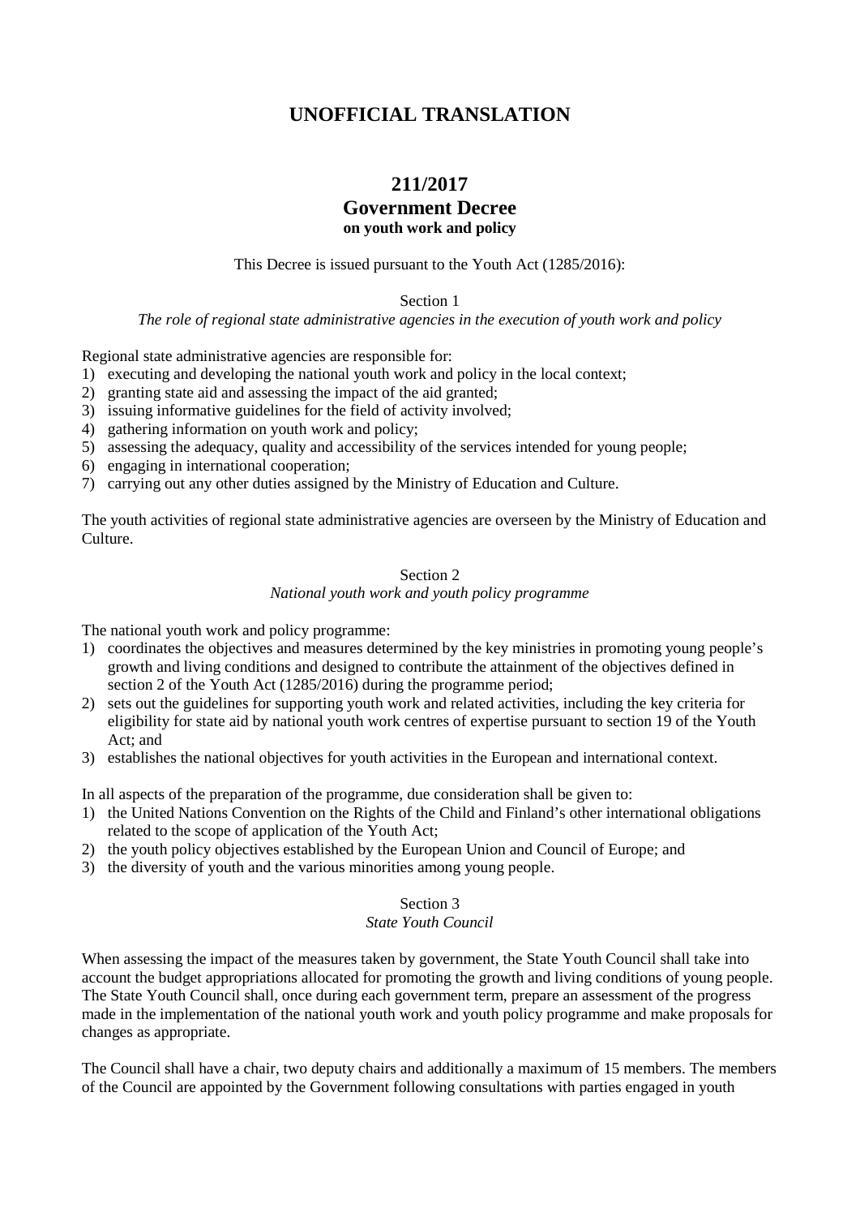# UNOFFICIAL TRANSLATION

## 211/2017
## Government Decree
### on youth work and policy

This Decree is issued pursuant to the Youth Act (1285/2016):

Section 1
*The role of regional state administrative agencies in the execution of youth work and policy*

Regional state administrative agencies are responsible for:
1) executing and developing the national youth work and policy in the local context;
2) granting state aid and assessing the impact of the aid granted;
3) issuing informative guidelines for the field of activity involved;
4) gathering information on youth work and policy;
5) assessing the adequacy, quality and accessibility of the services intended for young people;
6) engaging in international cooperation;
7) carrying out any other duties assigned by the Ministry of Education and Culture.

The youth activities of regional state administrative agencies are overseen by the Ministry of Education and Culture.

Section 2
*National youth work and youth policy programme*

The national youth work and policy programme:
1) coordinates the objectives and measures determined by the key ministries in promoting young people's growth and living conditions and designed to contribute the attainment of the objectives defined in section 2 of the Youth Act (1285/2016) during the programme period;
2) sets out the guidelines for supporting youth work and related activities, including the key criteria for eligibility for state aid by national youth work centres of expertise pursuant to section 19 of the Youth Act; and
3) establishes the national objectives for youth activities in the European and international context.

In all aspects of the preparation of the programme, due consideration shall be given to:
1) the United Nations Convention on the Rights of the Child and Finland's other international obligations related to the scope of application of the Youth Act;
2) the youth policy objectives established by the European Union and Council of Europe; and
3) the diversity of youth and the various minorities among young people.

Section 3
*State Youth Council*

When assessing the impact of the measures taken by government, the State Youth Council shall take into account the budget appropriations allocated for promoting the growth and living conditions of young people. The State Youth Council shall, once during each government term, prepare an assessment of the progress made in the implementation of the national youth work and youth policy programme and make proposals for changes as appropriate.

The Council shall have a chair, two deputy chairs and additionally a maximum of 15 members. The members of the Council are appointed by the Government following consultations with parties engaged in youth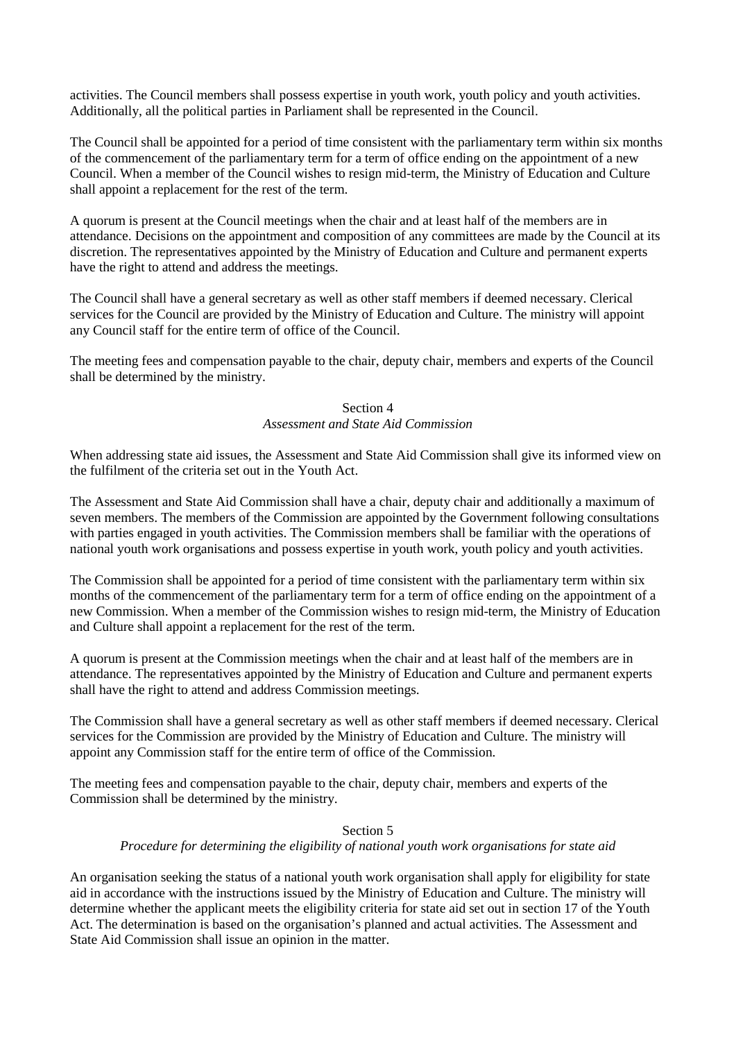activities. The Council members shall possess expertise in youth work, youth policy and youth activities. Additionally, all the political parties in Parliament shall be represented in the Council.

The Council shall be appointed for a period of time consistent with the parliamentary term within six months of the commencement of the parliamentary term for a term of office ending on the appointment of a new Council. When a member of the Council wishes to resign mid-term, the Ministry of Education and Culture shall appoint a replacement for the rest of the term.

A quorum is present at the Council meetings when the chair and at least half of the members are in attendance. Decisions on the appointment and composition of any committees are made by the Council at its discretion. The representatives appointed by the Ministry of Education and Culture and permanent experts have the right to attend and address the meetings.

The Council shall have a general secretary as well as other staff members if deemed necessary. Clerical services for the Council are provided by the Ministry of Education and Culture. The ministry will appoint any Council staff for the entire term of office of the Council.

The meeting fees and compensation payable to the chair, deputy chair, members and experts of the Council shall be determined by the ministry.

## Section 4
*Assessment and State Aid Commission*

When addressing state aid issues, the Assessment and State Aid Commission shall give its informed view on the fulfilment of the criteria set out in the Youth Act.

The Assessment and State Aid Commission shall have a chair, deputy chair and additionally a maximum of seven members. The members of the Commission are appointed by the Government following consultations with parties engaged in youth activities. The Commission members shall be familiar with the operations of national youth work organisations and possess expertise in youth work, youth policy and youth activities.

The Commission shall be appointed for a period of time consistent with the parliamentary term within six months of the commencement of the parliamentary term for a term of office ending on the appointment of a new Commission. When a member of the Commission wishes to resign mid-term, the Ministry of Education and Culture shall appoint a replacement for the rest of the term.

A quorum is present at the Commission meetings when the chair and at least half of the members are in attendance. The representatives appointed by the Ministry of Education and Culture and permanent experts shall have the right to attend and address Commission meetings.

The Commission shall have a general secretary as well as other staff members if deemed necessary. Clerical services for the Commission are provided by the Ministry of Education and Culture. The ministry will appoint any Commission staff for the entire term of office of the Commission.

The meeting fees and compensation payable to the chair, deputy chair, members and experts of the Commission shall be determined by the ministry.

## Section 5
*Procedure for determining the eligibility of national youth work organisations for state aid*

An organisation seeking the status of a national youth work organisation shall apply for eligibility for state aid in accordance with the instructions issued by the Ministry of Education and Culture. The ministry will determine whether the applicant meets the eligibility criteria for state aid set out in section 17 of the Youth Act. The determination is based on the organisation's planned and actual activities. The Assessment and State Aid Commission shall issue an opinion in the matter.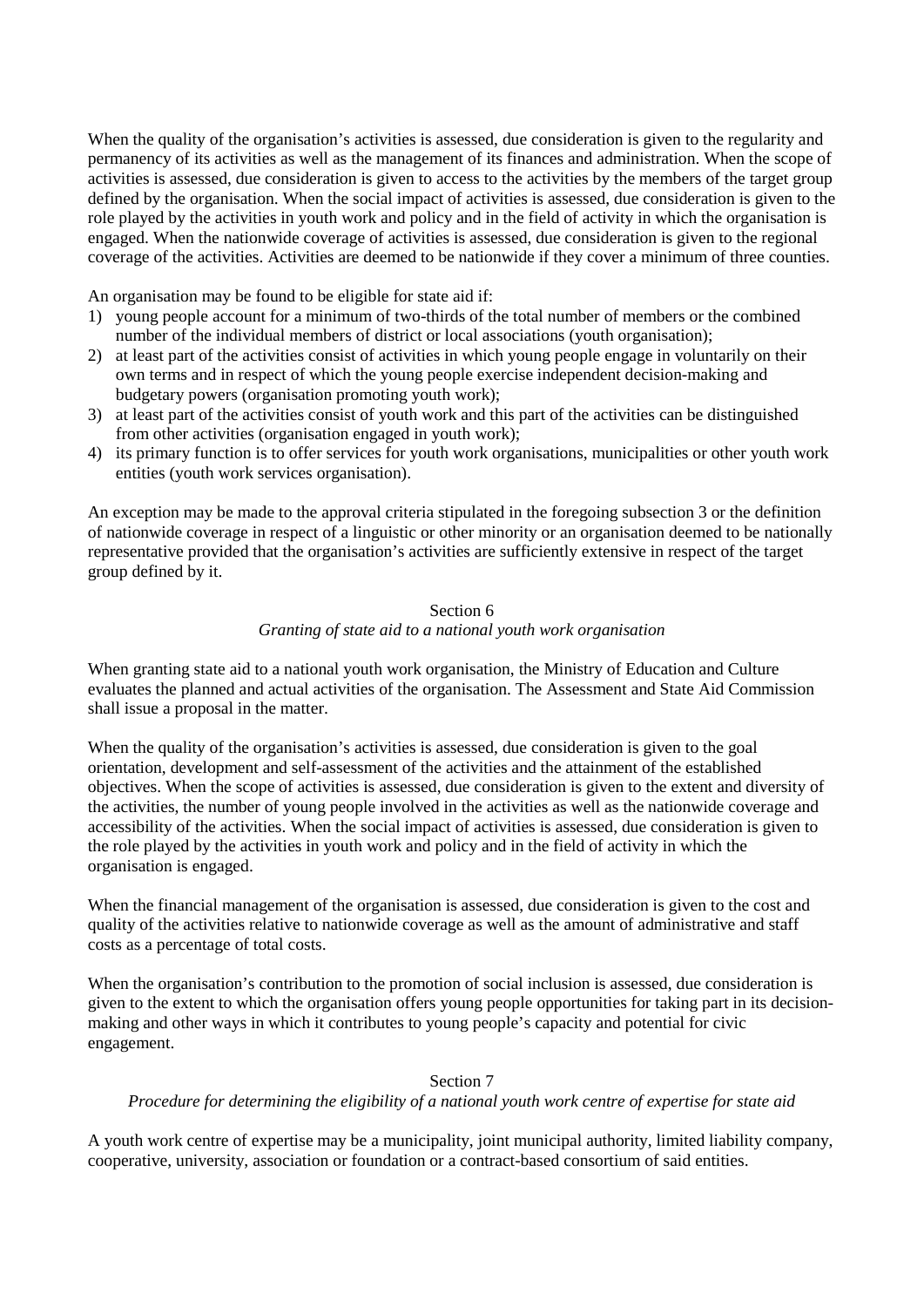When the quality of the organisation's activities is assessed, due consideration is given to the regularity and permanency of its activities as well as the management of its finances and administration. When the scope of activities is assessed, due consideration is given to access to the activities by the members of the target group defined by the organisation. When the social impact of activities is assessed, due consideration is given to the role played by the activities in youth work and policy and in the field of activity in which the organisation is engaged. When the nationwide coverage of activities is assessed, due consideration is given to the regional coverage of the activities. Activities are deemed to be nationwide if they cover a minimum of three counties.

An organisation may be found to be eligible for state aid if:

1) young people account for a minimum of two-thirds of the total number of members or the combined number of the individual members of district or local associations (youth organisation);
2) at least part of the activities consist of activities in which young people engage in voluntarily on their own terms and in respect of which the young people exercise independent decision-making and budgetary powers (organisation promoting youth work);
3) at least part of the activities consist of youth work and this part of the activities can be distinguished from other activities (organisation engaged in youth work);
4) its primary function is to offer services for youth work organisations, municipalities or other youth work entities (youth work services organisation).

An exception may be made to the approval criteria stipulated in the foregoing subsection 3 or the definition of nationwide coverage in respect of a linguistic or other minority or an organisation deemed to be nationally representative provided that the organisation's activities are sufficiently extensive in respect of the target group defined by it.

## Section 6

*Granting of state aid to a national youth work organisation*

When granting state aid to a national youth work organisation, the Ministry of Education and Culture evaluates the planned and actual activities of the organisation. The Assessment and State Aid Commission shall issue a proposal in the matter.

When the quality of the organisation's activities is assessed, due consideration is given to the goal orientation, development and self-assessment of the activities and the attainment of the established objectives. When the scope of activities is assessed, due consideration is given to the extent and diversity of the activities, the number of young people involved in the activities as well as the nationwide coverage and accessibility of the activities. When the social impact of activities is assessed, due consideration is given to the role played by the activities in youth work and policy and in the field of activity in which the organisation is engaged.

When the financial management of the organisation is assessed, due consideration is given to the cost and quality of the activities relative to nationwide coverage as well as the amount of administrative and staff costs as a percentage of total costs.

When the organisation's contribution to the promotion of social inclusion is assessed, due consideration is given to the extent to which the organisation offers young people opportunities for taking part in its decision-making and other ways in which it contributes to young people's capacity and potential for civic engagement.

## Section 7

*Procedure for determining the eligibility of a national youth work centre of expertise for state aid*

A youth work centre of expertise may be a municipality, joint municipal authority, limited liability company, cooperative, university, association or foundation or a contract-based consortium of said entities.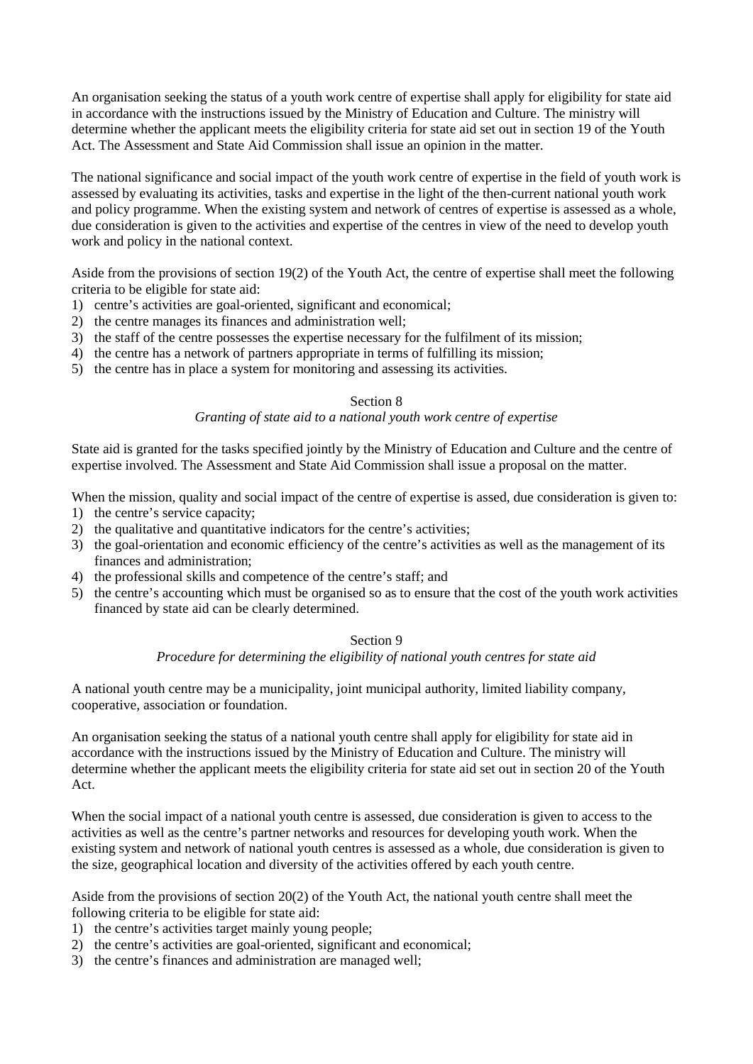An organisation seeking the status of a youth work centre of expertise shall apply for eligibility for state aid in accordance with the instructions issued by the Ministry of Education and Culture. The ministry will determine whether the applicant meets the eligibility criteria for state aid set out in section 19 of the Youth Act. The Assessment and State Aid Commission shall issue an opinion in the matter.

The national significance and social impact of the youth work centre of expertise in the field of youth work is assessed by evaluating its activities, tasks and expertise in the light of the then-current national youth work and policy programme. When the existing system and network of centres of expertise is assessed as a whole, due consideration is given to the activities and expertise of the centres in view of the need to develop youth work and policy in the national context.

Aside from the provisions of section 19(2) of the Youth Act, the centre of expertise shall meet the following criteria to be eligible for state aid:

1) centre's activities are goal-oriented, significant and economical;
2) the centre manages its finances and administration well;
3) the staff of the centre possesses the expertise necessary for the fulfilment of its mission;
4) the centre has a network of partners appropriate in terms of fulfilling its mission;
5) the centre has in place a system for monitoring and assessing its activities.

### Section 8

*Granting of state aid to a national youth work centre of expertise*

State aid is granted for the tasks specified jointly by the Ministry of Education and Culture and the centre of expertise involved. The Assessment and State Aid Commission shall issue a proposal on the matter.

When the mission, quality and social impact of the centre of expertise is assed, due consideration is given to:

1) the centre's service capacity;
2) the qualitative and quantitative indicators for the centre's activities;
3) the goal-orientation and economic efficiency of the centre's activities as well as the management of its finances and administration;
4) the professional skills and competence of the centre's staff; and
5) the centre's accounting which must be organised so as to ensure that the cost of the youth work activities financed by state aid can be clearly determined.

### Section 9

*Procedure for determining the eligibility of national youth centres for state aid*

A national youth centre may be a municipality, joint municipal authority, limited liability company, cooperative, association or foundation.

An organisation seeking the status of a national youth centre shall apply for eligibility for state aid in accordance with the instructions issued by the Ministry of Education and Culture. The ministry will determine whether the applicant meets the eligibility criteria for state aid set out in section 20 of the Youth Act.

When the social impact of a national youth centre is assessed, due consideration is given to access to the activities as well as the centre's partner networks and resources for developing youth work. When the existing system and network of national youth centres is assessed as a whole, due consideration is given to the size, geographical location and diversity of the activities offered by each youth centre.

Aside from the provisions of section 20(2) of the Youth Act, the national youth centre shall meet the following criteria to be eligible for state aid:

1) the centre's activities target mainly young people;
2) the centre's activities are goal-oriented, significant and economical;
3) the centre's finances and administration are managed well;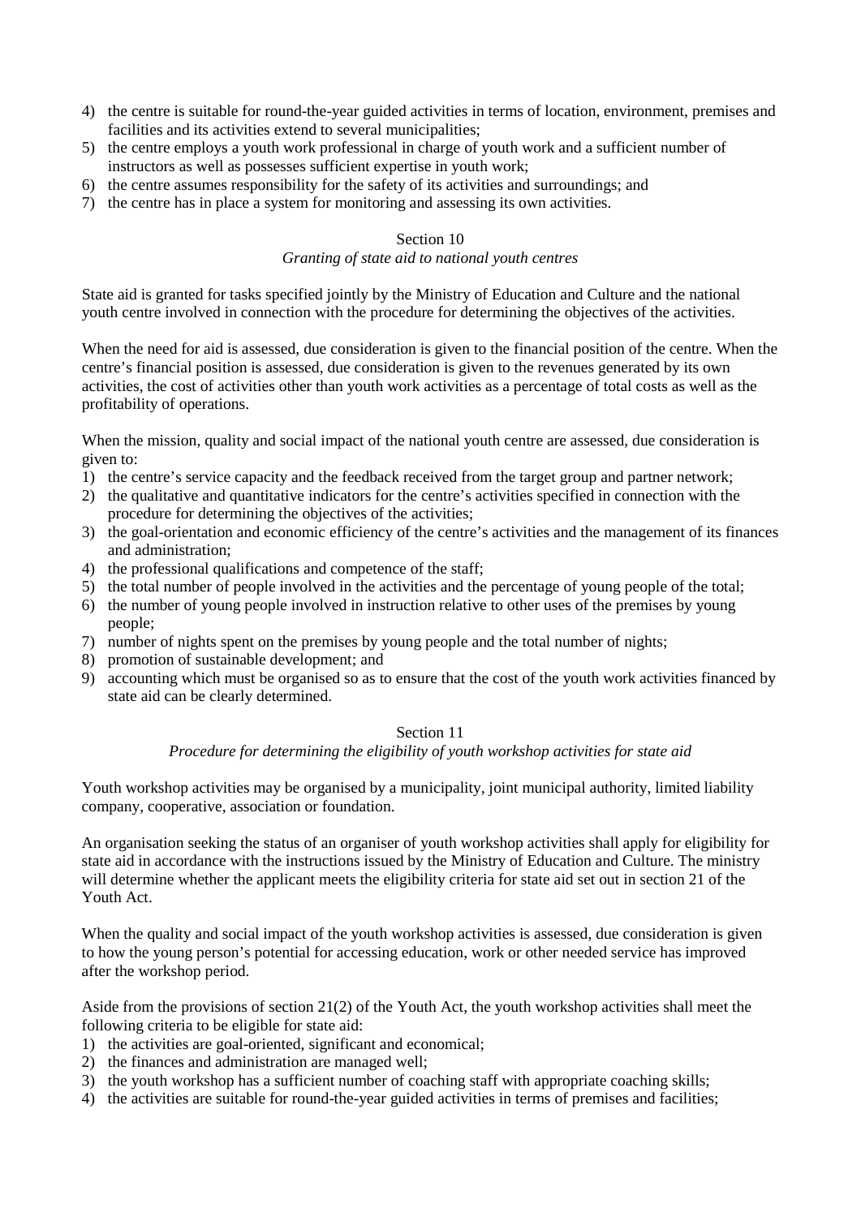4) the centre is suitable for round-the-year guided activities in terms of location, environment, premises and facilities and its activities extend to several municipalities;
5) the centre employs a youth work professional in charge of youth work and a sufficient number of instructors as well as possesses sufficient expertise in youth work;
6) the centre assumes responsibility for the safety of its activities and surroundings; and
7) the centre has in place a system for monitoring and assessing its own activities.

## Section 10

*Granting of state aid to national youth centres*

State aid is granted for tasks specified jointly by the Ministry of Education and Culture and the national youth centre involved in connection with the procedure for determining the objectives of the activities.

When the need for aid is assessed, due consideration is given to the financial position of the centre. When the centre's financial position is assessed, due consideration is given to the revenues generated by its own activities, the cost of activities other than youth work activities as a percentage of total costs as well as the profitability of operations.

When the mission, quality and social impact of the national youth centre are assessed, due consideration is given to:

1) the centre's service capacity and the feedback received from the target group and partner network;
2) the qualitative and quantitative indicators for the centre's activities specified in connection with the procedure for determining the objectives of the activities;
3) the goal-orientation and economic efficiency of the centre's activities and the management of its finances and administration;
4) the professional qualifications and competence of the staff;
5) the total number of people involved in the activities and the percentage of young people of the total;
6) the number of young people involved in instruction relative to other uses of the premises by young people;
7) number of nights spent on the premises by young people and the total number of nights;
8) promotion of sustainable development; and
9) accounting which must be organised so as to ensure that the cost of the youth work activities financed by state aid can be clearly determined.

## Section 11

*Procedure for determining the eligibility of youth workshop activities for state aid*

Youth workshop activities may be organised by a municipality, joint municipal authority, limited liability company, cooperative, association or foundation.

An organisation seeking the status of an organiser of youth workshop activities shall apply for eligibility for state aid in accordance with the instructions issued by the Ministry of Education and Culture. The ministry will determine whether the applicant meets the eligibility criteria for state aid set out in section 21 of the Youth Act.

When the quality and social impact of the youth workshop activities is assessed, due consideration is given to how the young person's potential for accessing education, work or other needed service has improved after the workshop period.

Aside from the provisions of section 21(2) of the Youth Act, the youth workshop activities shall meet the following criteria to be eligible for state aid:

1) the activities are goal-oriented, significant and economical;
2) the finances and administration are managed well;
3) the youth workshop has a sufficient number of coaching staff with appropriate coaching skills;
4) the activities are suitable for round-the-year guided activities in terms of premises and facilities;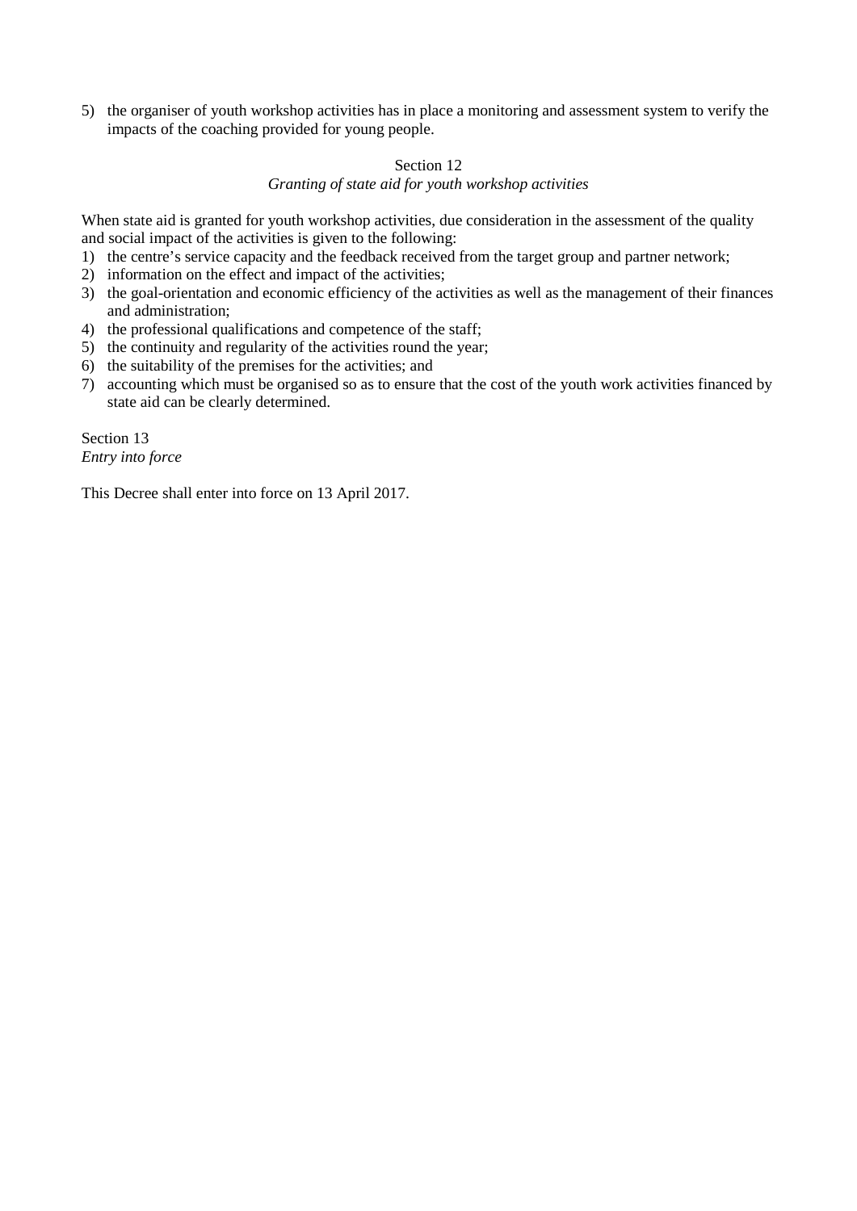5) the organiser of youth workshop activities has in place a monitoring and assessment system to verify the impacts of the coaching provided for young people.

### Section 12

*Granting of state aid for youth workshop activities*

When state aid is granted for youth workshop activities, due consideration in the assessment of the quality and social impact of the activities is given to the following:

1) the centre's service capacity and the feedback received from the target group and partner network;
2) information on the effect and impact of the activities;
3) the goal-orientation and economic efficiency of the activities as well as the management of their finances and administration;
4) the professional qualifications and competence of the staff;
5) the continuity and regularity of the activities round the year;
6) the suitability of the premises for the activities; and
7) accounting which must be organised so as to ensure that the cost of the youth work activities financed by state aid can be clearly determined.

### Section 13

*Entry into force*

This Decree shall enter into force on 13 April 2017.